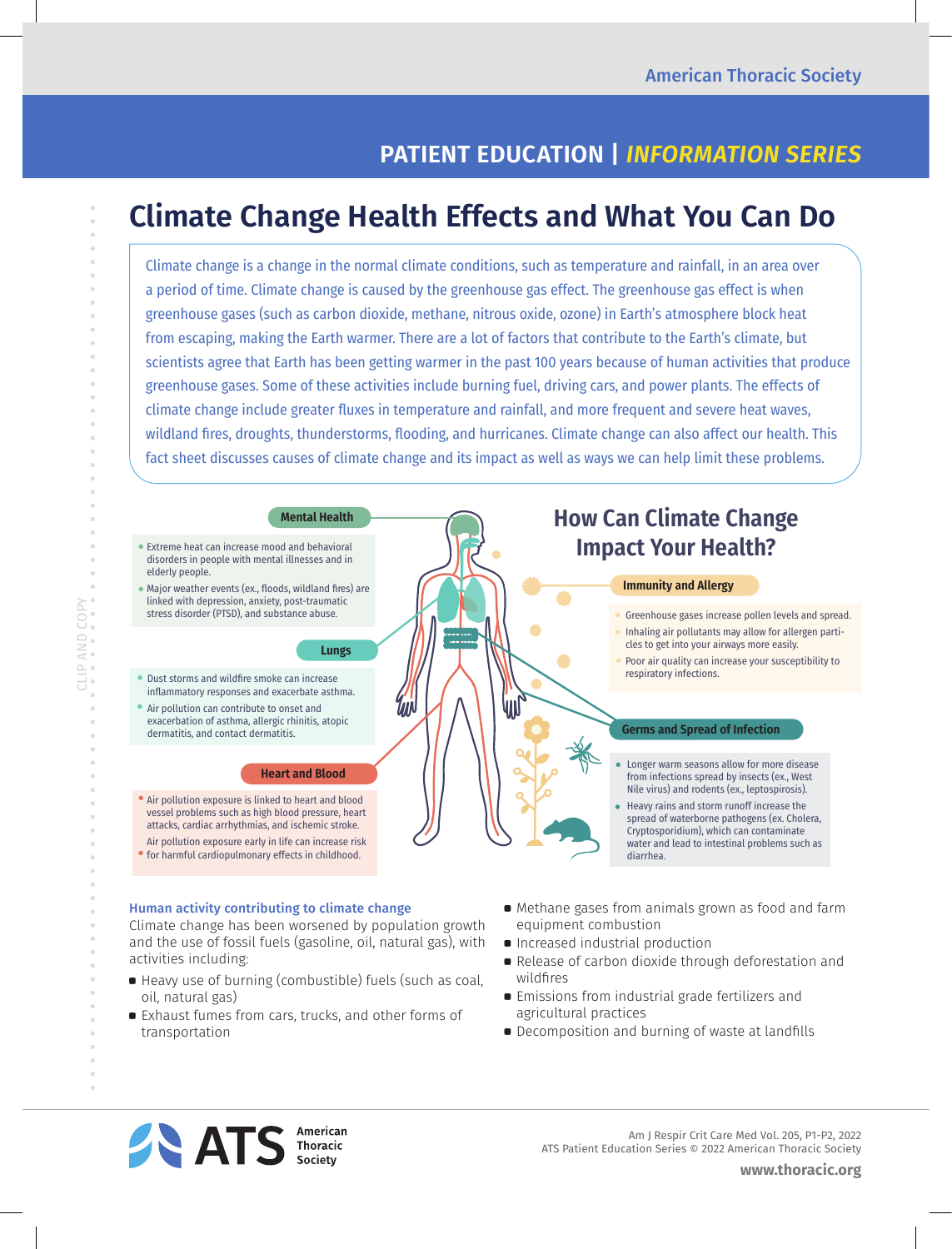American Thoracic Society

PATIENT EDUCATION | *INFORMATION SERIES*

# Climate Change Health Effects and What You Can Do

Climate change is a change in the normal climate conditions, such as temperature and rainfall, in an area over a period of time. Climate change is caused by the greenhouse gas effect. The greenhouse gas effect is when greenhouse gases (such as carbon dioxide, methane, nitrous oxide, ozone) in Earth's atmosphere block heat from escaping, making the Earth warmer. There are a lot of factors that contribute to the Earth's climate, but scientists agree that Earth has been getting warmer in the past 100 years because of human activities that produce greenhouse gases. Some of these activities include burning fuel, driving cars, and power plants. The effects of climate change include greater fluxes in temperature and rainfall, and more frequent and severe heat waves, wildland fires, droughts, thunderstorms, flooding, and hurricanes. Climate change can also affect our health. This fact sheet discusses causes of climate change and its impact as well as ways we can help limit these problems.

## How Can Climate Change Impact Your Health?

**Mental Health**

- Extreme heat can increase mood and behavioral disorders in people with mental illnesses and in elderly people.
- Major weather events (ex., floods, wildland fires) are linked with depression, anxiety, post-traumatic stress disorder (PTSD), and substance abuse.

**Lungs**

- Dust storms and wildfire smoke can increase inflammatory responses and exacerbate asthma.
- Air pollution can contribute to onset and exacerbation of asthma, allergic rhinitis, atopic dermatitis, and contact dermatitis.

**Heart and Blood**

- Air pollution exposure is linked to heart and blood vessel problems such as high blood pressure, heart attacks, cardiac arrhythmias, and ischemic stroke.
- Air pollution exposure early in life can increase risk for harmful cardiopulmonary effects in childhood.

**Immunity and Allergy**

- Greenhouse gases increase pollen levels and spread.
- Inhaling air pollutants may allow for allergen particles to get into your airways more easily.
- Poor air quality can increase your susceptibility to respiratory infections.

**Germs and Spread of Infection**

- Longer warm seasons allow for more disease from infections spread by insects (ex., West Nile virus) and rodents (ex., leptospirosis).
- Heavy rains and storm runoff increase the spread of waterborne pathogens (ex. Cholera, Cryptosporidium), which can contaminate water and lead to intestinal problems such as diarrhea.

### Human activity contributing to climate change

Climate change has been worsened by population growth and the use of fossil fuels (gasoline, oil, natural gas), with activities including:

- Heavy use of burning (combustible) fuels (such as coal, oil, natural gas)
- Exhaust fumes from cars, trucks, and other forms of transportation
- Methane gases from animals grown as food and farm equipment combustion
- Increased industrial production
- Release of carbon dioxide through deforestation and wildfires
- Emissions from industrial grade fertilizers and agricultural practices
- Decomposition and burning of waste at landfills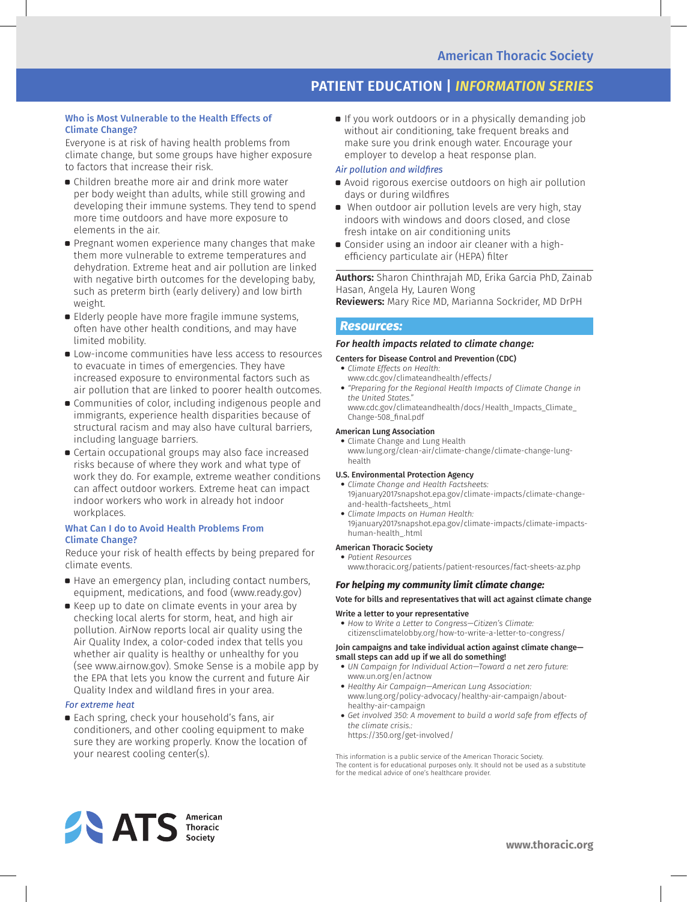### Who is Most Vulnerable to the Health Effects of Climate Change?

Everyone is at risk of having health problems from climate change, but some groups have higher exposure to factors that increase their risk.

- Children breathe more air and drink more water per body weight than adults, while still growing and developing their immune systems. They tend to spend more time outdoors and have more exposure to elements in the air.
- Pregnant women experience many changes that make them more vulnerable to extreme temperatures and dehydration. Extreme heat and air pollution are linked with negative birth outcomes for the developing baby, such as preterm birth (early delivery) and low birth weight.
- Elderly people have more fragile immune systems, often have other health conditions, and may have limited mobility.
- Low-income communities have less access to resources to evacuate in times of emergencies. They have increased exposure to environmental factors such as air pollution that are linked to poorer health outcomes.
- Communities of color, including indigenous people and immigrants, experience health disparities because of structural racism and may also have cultural barriers, including language barriers.
- Certain occupational groups may also face increased risks because of where they work and what type of work they do. For example, extreme weather conditions can affect outdoor workers. Extreme heat can impact indoor workers who work in already hot indoor workplaces.

### What Can I do to Avoid Health Problems From Climate Change?

Reduce your risk of health effects by being prepared for climate events.

- Have an emergency plan, including contact numbers, equipment, medications, and food (www.ready.gov)
- Keep up to date on climate events in your area by checking local alerts for storm, heat, and high air pollution. AirNow reports local air quality using the Air Quality Index, a color-coded index that tells you whether air quality is healthy or unhealthy for you (see www.airnow.gov). Smoke Sense is a mobile app by the EPA that lets you know the current and future Air Quality Index and wildland fires in your area.

*For extreme heat*

- Each spring, check your household's fans, air conditioners, and other cooling equipment to make sure they are working properly. Know the location of your nearest cooling center(s).
- If you work outdoors or in a physically demanding job without air conditioning, take frequent breaks and make sure you drink enough water. Encourage your employer to develop a heat response plan.

*Air pollution and wildfires*

- Avoid rigorous exercise outdoors on high air pollution days or during wildfires
- When outdoor air pollution levels are very high, stay indoors with windows and doors closed, and close fresh intake on air conditioning units
- Consider using an indoor air cleaner with a high-efficiency particulate air (HEPA) filter

**Authors:** Sharon Chinthrajah MD, Erika Garcia PhD, Zainab Hasan, Angela Hy, Lauren Wong
**Reviewers:** Mary Rice MD, Marianna Sockrider, MD DrPH

## *Resources:*

***For health impacts related to climate change:***

**Centers for Disease Control and Prevention (CDC)**
- *Climate Effects on Health:* www.cdc.gov/climateandhealth/effects/
- *"Preparing for the Regional Health Impacts of Climate Change in the United States."* www.cdc.gov/climateandhealth/docs/Health_Impacts_Climate_Change-508_final.pdf

**American Lung Association**
- Climate Change and Lung Health www.lung.org/clean-air/climate-change/climate-change-lung-health

**U.S. Environmental Protection Agency**
- *Climate Change and Health Factsheets:* 19january2017snapshot.epa.gov/climate-impacts/climate-change-and-health-factsheets_.html
- *Climate Impacts on Human Health:* 19january2017snapshot.epa.gov/climate-impacts/climate-impacts-human-health_.html

**American Thoracic Society**
- *Patient Resources* www.thoracic.org/patients/patient-resources/fact-sheets-az.php

***For helping my community limit climate change:***

**Vote for bills and representatives that will act against climate change**

**Write a letter to your representative**
- *How to Write a Letter to Congress—Citizen's Climate:* citizensclimatelobby.org/how-to-write-a-letter-to-congress/

**Join campaigns and take individual action against climate change—small steps can add up if we all do something!**
- *UN Campaign for Individual Action—Toward a net zero future:* www.un.org/en/actnow
- *Healthy Air Campaign—American Lung Association:* www.lung.org/policy-advocacy/healthy-air-campaign/about-healthy-air-campaign
- *Get involved 350: A movement to build a world safe from effects of the climate crisis.:* https://350.org/get-involved/

This information is a public service of the American Thoracic Society. The content is for educational purposes only. It should not be used as a substitute for the medical advice of one's healthcare provider.